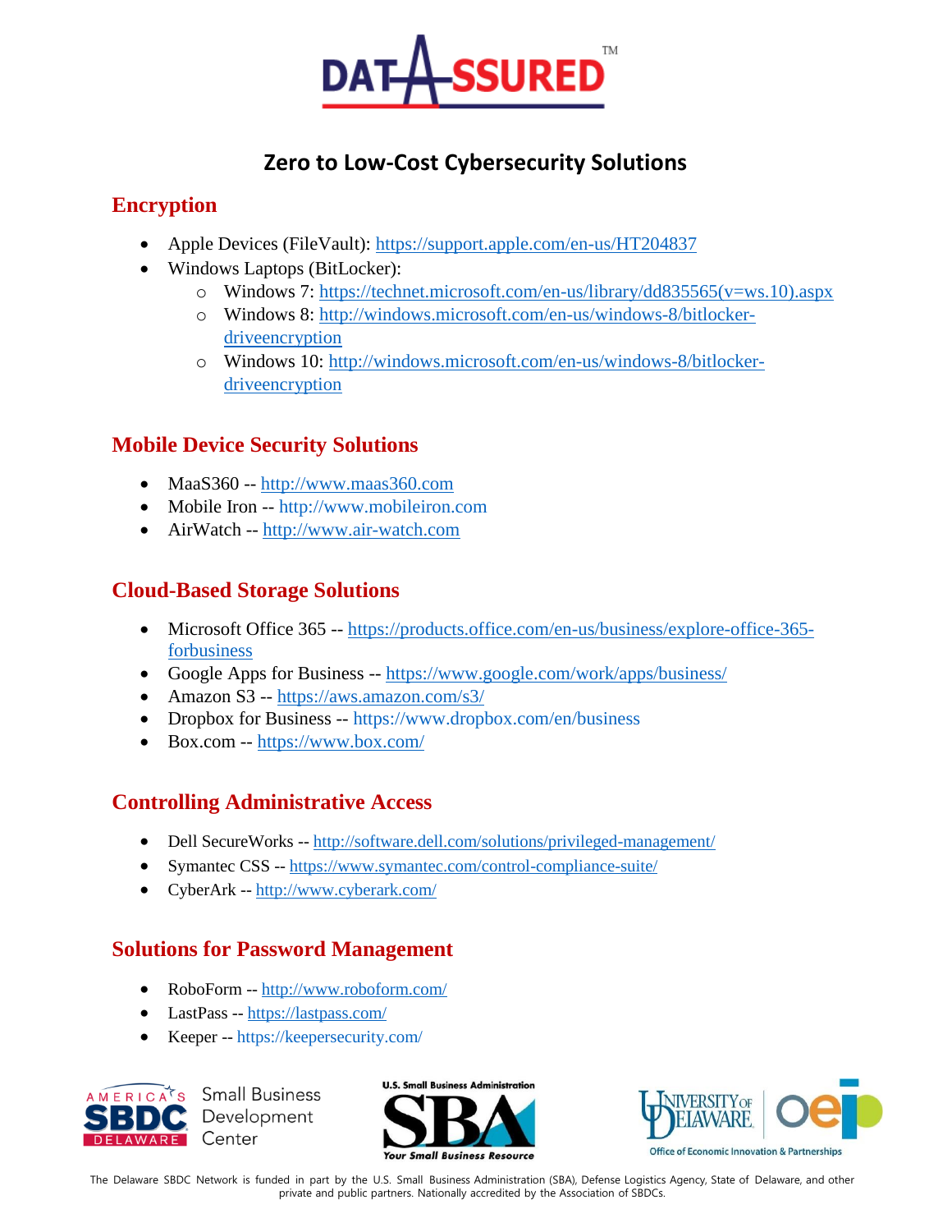# Zero to Low-Cost Cybersecurity Solutions

## Encryption

- Apple Devices (FileVault): https://support.apple.com/en-us/HT204837
- Windows Laptops (BitLocker):
  - Windows 7: https://technet.microsoft.com/en-us/library/dd835565(v=ws.10).aspx
  - Windows 8: http://windows.microsoft.com/en-us/windows-8/bitlocker-driveencryption
  - Windows 10: http://windows.microsoft.com/en-us/windows-8/bitlocker-driveencryption

## Mobile Device Security Solutions

- MaaS360 -- http://www.maas360.com
- Mobile Iron -- http://www.mobileiron.com
- AirWatch -- http://www.air-watch.com

## Cloud-Based Storage Solutions

- Microsoft Office 365 -- https://products.office.com/en-us/business/explore-office-365-forbusiness
- Google Apps for Business -- https://www.google.com/work/apps/business/
- Amazon S3 -- https://aws.amazon.com/s3/
- Dropbox for Business -- https://www.dropbox.com/en/business
- Box.com -- https://www.box.com/

## Controlling Administrative Access

- Dell SecureWorks -- http://software.dell.com/solutions/privileged-management/
- Symantec CSS -- https://www.symantec.com/control-compliance-suite/
- CyberArk -- http://www.cyberark.com/

## Solutions for Password Management

- RoboForm -- http://www.roboform.com/
- LastPass -- https://lastpass.com/
- Keeper -- https://keepersecurity.com/

The Delaware SBDC Network is funded in part by the U.S. Small Business Administration (SBA), Defense Logistics Agency, State of Delaware, and other private and public partners. Nationally accredited by the Association of SBDCs.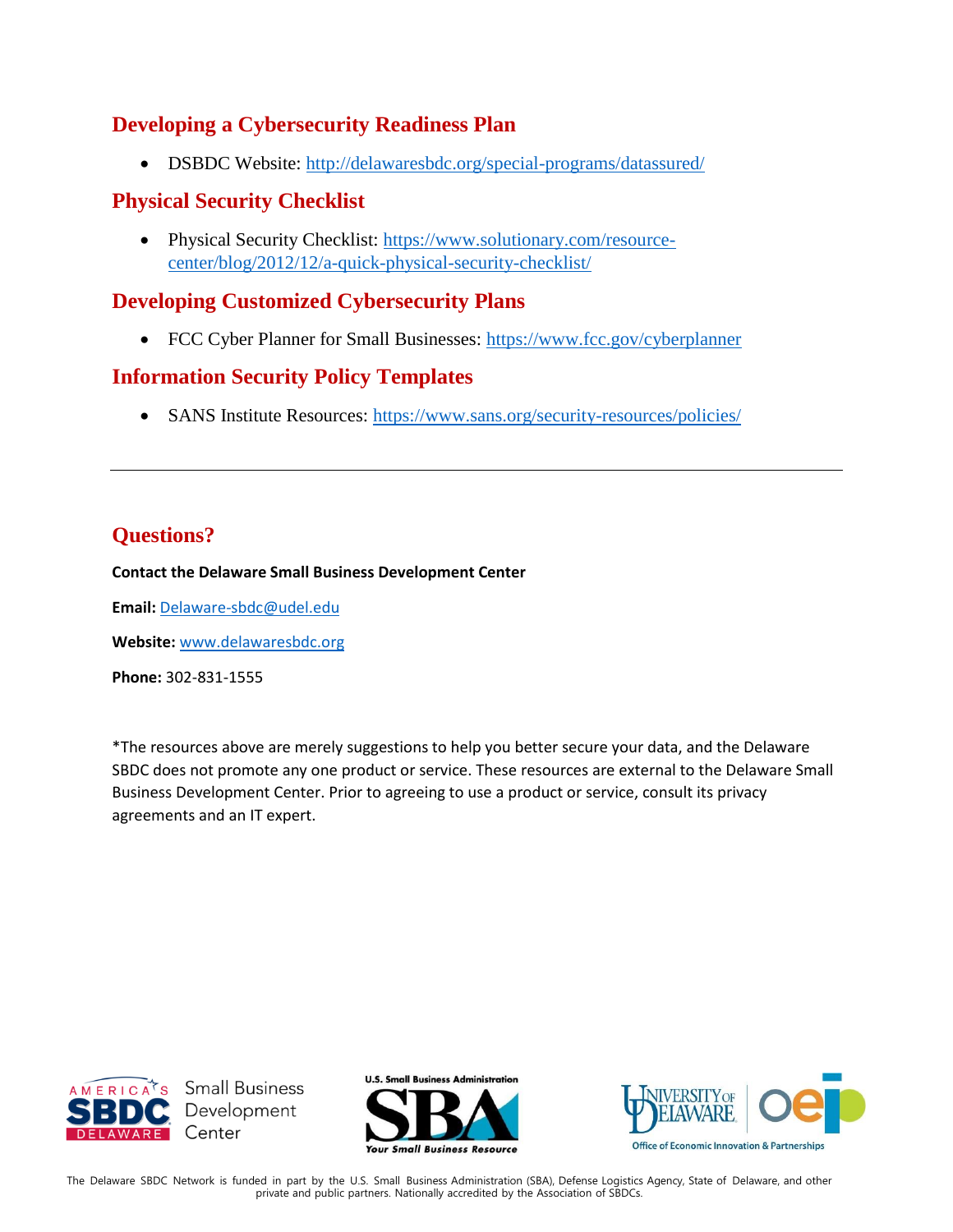## Developing a Cybersecurity Readiness Plan

- DSBDC Website: http://delawaresbdc.org/special-programs/datassured/

## Physical Security Checklist

- Physical Security Checklist: https://www.solutionary.com/resource-center/blog/2012/12/a-quick-physical-security-checklist/

## Developing Customized Cybersecurity Plans

- FCC Cyber Planner for Small Businesses: https://www.fcc.gov/cyberplanner

## Information Security Policy Templates

- SANS Institute Resources: https://www.sans.org/security-resources/policies/

---

## Questions?

**Contact the Delaware Small Business Development Center**

**Email:** Delaware-sbdc@udel.edu

**Website:** www.delawaresbdc.org

**Phone:** 302-831-1555

*The resources above are merely suggestions to help you better secure your data, and the Delaware SBDC does not promote any one product or service. These resources are external to the Delaware Small Business Development Center. Prior to agreeing to use a product or service, consult its privacy agreements and an IT expert.

The Delaware SBDC Network is funded in part by the U.S. Small Business Administration (SBA), Defense Logistics Agency, State of Delaware, and other private and public partners. Nationally accredited by the Association of SBDCs.